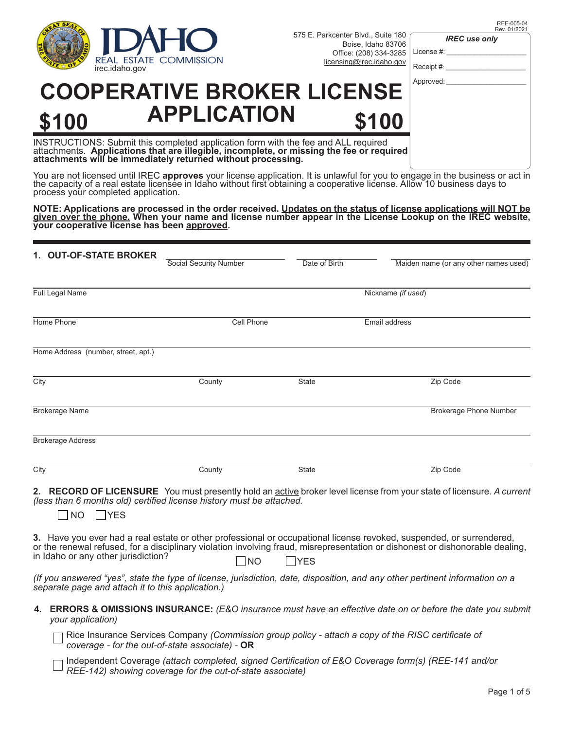REE-005-04
Rev. 01/2021

IDAHO REAL ESTATE COMMISSION
irec.idaho.gov

575 E. Parkcenter Blvd., Suite 180
Boise, Idaho 83706
Office: (208) 334-3285
licensing@irec.idaho.gov

***IREC use only***
License #: ____________________
Receipt #: ____________________
Approved: ____________________

# COOPERATIVE BROKER LICENSE APPLICATION

**$100** **$100**

INSTRUCTIONS: Submit this completed application form with the fee and ALL required attachments. **Applications that are illegible, incomplete, or missing the fee or required attachments will be immediately returned without processing.**

You are not licensed until IREC **approves** your license application. It is unlawful for you to engage in the business or act in the capacity of a real estate licensee in Idaho without first obtaining a cooperative license. Allow 10 business days to process your completed application.

**NOTE: Applications are processed in the order received. Updates on the status of license applications will NOT be given over the phone. When your name and license number appear in the License Lookup on the IREC website, your cooperative license has been approved.**

## 1. OUT-OF-STATE BROKER

Social Security Number ____________ Date of Birth ____________ Maiden name (or any other names used) ____________

Full Legal Name ____________ Nickname *(if used)* ____________

Home Phone ____________ Cell Phone ____________ Email address ____________

Home Address (number, street, apt.) ____________

City ____________ County ____________ State ____________ Zip Code ____________

Brokerage Name ____________ Brokerage Phone Number ____________

Brokerage Address ____________

City ____________ County ____________ State ____________ Zip Code ____________

**2. RECORD OF LICENSURE** You must presently hold an active broker level license from your state of licensure. *A current (less than 6 months old) certified license history must be attached.*

☐ NO ☐ YES

**3.** Have you ever had a real estate or other professional or occupational license revoked, suspended, or surrendered, or the renewal refused, for a disciplinary violation involving fraud, misrepresentation or dishonest or dishonorable dealing, in Idaho or any other jurisdiction?

☐ NO ☐ YES

*(If you answered "yes", state the type of license, jurisdiction, date, disposition, and any other pertinent information on a separate page and attach it to this application.)*

**4. ERRORS & OMISSIONS INSURANCE:** *(E&O insurance must have an effective date on or before the date you submit your application)*

☐ Rice Insurance Services Company *(Commission group policy - attach a copy of the RISC certificate of coverage - for the out-of-state associate)* - **OR**

☐ Independent Coverage *(attach completed, signed Certification of E&O Coverage form(s) (REE-141 and/or REE-142) showing coverage for the out-of-state associate)*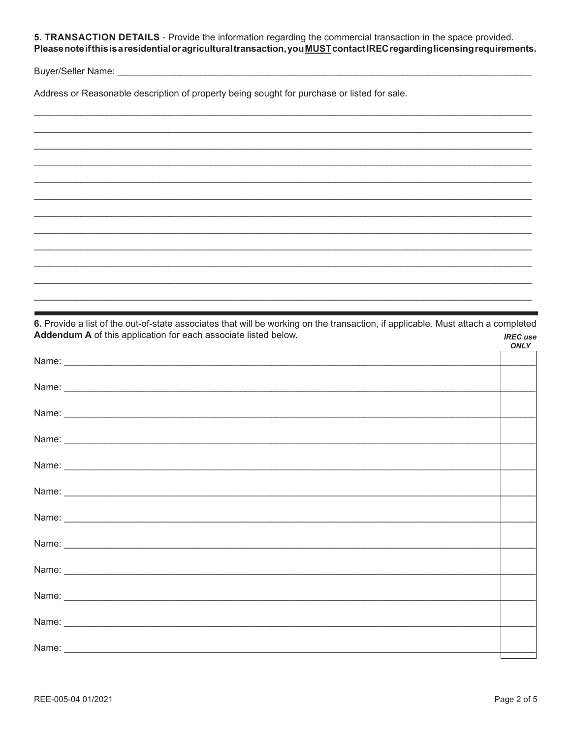**5. TRANSACTION DETAILS** - Provide the information regarding the commercial transaction in the space provided. **Please note if this is a residential or agricultural transaction, you MUST contact IREC regarding licensing requirements.**

Buyer/Seller Name: ______________________________________________________________________________

Address or Reasonable description of property being sought for purchase or listed for sale.

______________________________________________________________________________________________

______________________________________________________________________________________________

______________________________________________________________________________________________

______________________________________________________________________________________________

______________________________________________________________________________________________

______________________________________________________________________________________________

______________________________________________________________________________________________

______________________________________________________________________________________________

______________________________________________________________________________________________

______________________________________________________________________________________________

______________________________________________________________________________________________

______________________________________________________________________________________________

---

**6.** Provide a list of the out-of-state associates that will be working on the transaction, if applicable. Must attach a completed **Addendum A** of this application for each associate listed below.

| | ***IREC use ONLY*** |
|---|---|
| Name: ______________________________ | |
| Name: ______________________________ | |
| Name: ______________________________ | |
| Name: ______________________________ | |
| Name: ______________________________ | |
| Name: ______________________________ | |
| Name: ______________________________ | |
| Name: ______________________________ | |
| Name: ______________________________ | |
| Name: ______________________________ | |
| Name: ______________________________ | |
| Name: ______________________________ | |

REE-005-04 01/2021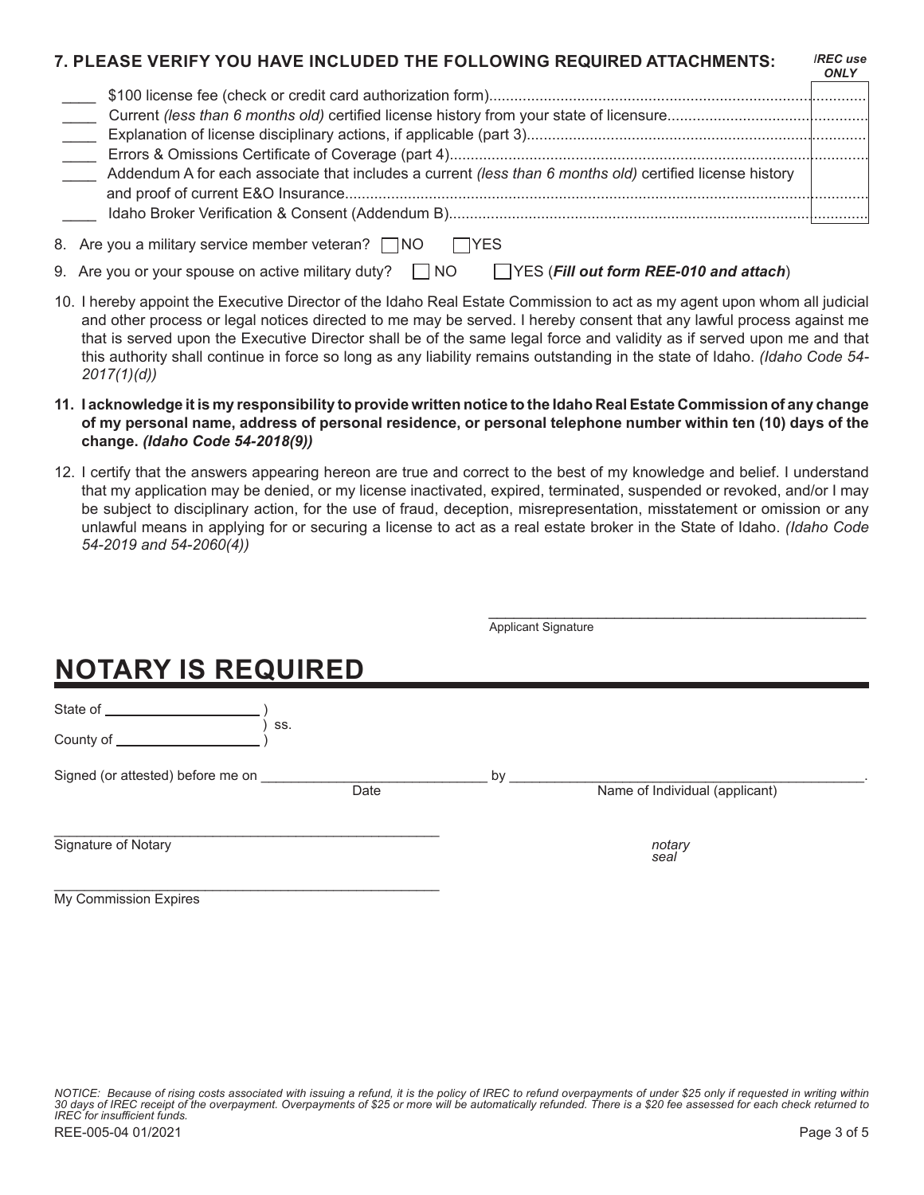## 7. PLEASE VERIFY YOU HAVE INCLUDED THE FOLLOWING REQUIRED ATTACHMENTS:

| | | *IREC use ONLY* |
|---|---|---|
| ____ | $100 license fee (check or credit card authorization form) | |
| ____ | Current *(less than 6 months old)* certified license history from your state of licensure | |
| ____ | Explanation of license disciplinary actions, if applicable (part 3) | |
| ____ | Errors & Omissions Certificate of Coverage (part 4) | |
| ____ | Addendum A for each associate that includes a current *(less than 6 months old)* certified license history and proof of current E&O Insurance | |
| ____ | Idaho Broker Verification & Consent (Addendum B) | |

8. Are you a military service member veteran? ☐ NO ☐ YES

9. Are you or your spouse on active military duty? ☐ NO ☐ YES (***Fill out form REE-010 and attach***)

10. I hereby appoint the Executive Director of the Idaho Real Estate Commission to act as my agent upon whom all judicial and other process or legal notices directed to me may be served. I hereby consent that any lawful process against me that is served upon the Executive Director shall be of the same legal force and validity as if served upon me and that this authority shall continue in force so long as any liability remains outstanding in the state of Idaho. *(Idaho Code 54-2017(1)(d))*

11. **I acknowledge it is my responsibility to provide written notice to the Idaho Real Estate Commission of any change of my personal name, address of personal residence, or personal telephone number within ten (10) days of the change. *(Idaho Code 54-2018(9))***

12. I certify that the answers appearing hereon are true and correct to the best of my knowledge and belief. I understand that my application may be denied, or my license inactivated, expired, terminated, suspended or revoked, and/or I may be subject to disciplinary action, for the use of fraud, deception, misrepresentation, misstatement or omission or any unlawful means in applying for or securing a license to act as a real estate broker in the State of Idaho. *(Idaho Code 54-2019 and 54-2060(4))*

_______________________________________________
Applicant Signature

# NOTARY IS REQUIRED

State of ____________________ )
) ss.
County of ___________________ )

Signed (or attested) before me on ______________________________ by _______________________________________________.
Date / Name of Individual (applicant)

_______________________________________________
Signature of Notary

*notary seal*

_______________________________________________
My Commission Expires

*NOTICE: Because of rising costs associated with issuing a refund, it is the policy of IREC to refund overpayments of under $25 only if requested in writing within 30 days of IREC receipt of the overpayment. Overpayments of $25 or more will be automatically refunded. There is a $20 fee assessed for each check returned to IREC for insufficient funds.*

REE-005-04 01/2021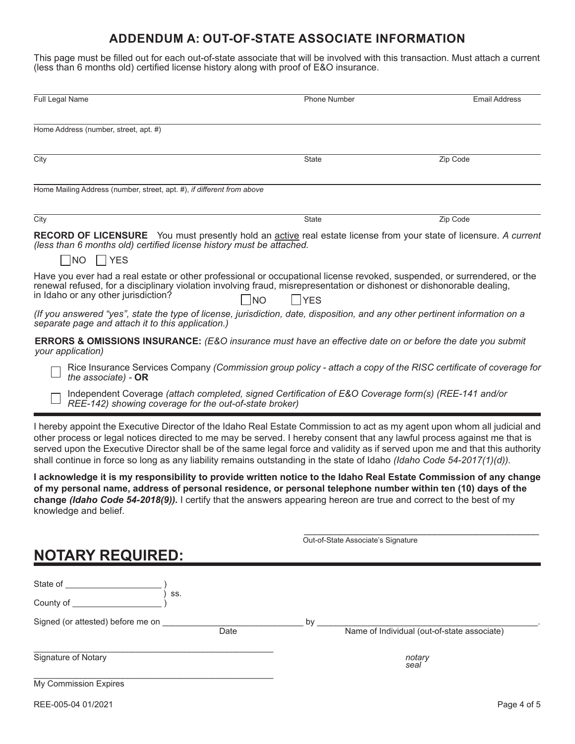## ADDENDUM A: OUT-OF-STATE ASSOCIATE INFORMATION

This page must be filled out for each out-of-state associate that will be involved with this transaction. Must attach a current (less than 6 months old) certified license history along with proof of E&O insurance.

| Full Legal Name | Phone Number | Email Address |
|---|---|---|
| | | |

Home Address (number, street, apt. #)

| City | State | Zip Code |
|---|---|---|
| | | |

Home Mailing Address (number, street, apt. #), *if different from above*

| City | State | Zip Code |
|---|---|---|
| | | |

**RECORD OF LICENSURE** You must presently hold an active real estate license from your state of licensure. *A current (less than 6 months old) certified license history must be attached.*

☐ NO ☐ YES

Have you ever had a real estate or other professional or occupational license revoked, suspended, or surrendered, or the renewal refused, for a disciplinary violation involving fraud, misrepresentation or dishonest or dishonorable dealing, in Idaho or any other jurisdiction? ☐ NO ☐ YES

*(If you answered "yes", state the type of license, jurisdiction, date, disposition, and any other pertinent information on a separate page and attach it to this application.)*

**ERRORS & OMISSIONS INSURANCE:** *(E&O insurance must have an effective date on or before the date you submit your application)*

☐ Rice Insurance Services Company *(Commission group policy - attach a copy of the RISC certificate of coverage for the associate)* - **OR**

☐ Independent Coverage *(attach completed, signed Certification of E&O Coverage form(s) (REE-141 and/or REE-142) showing coverage for the out-of-state broker)*

I hereby appoint the Executive Director of the Idaho Real Estate Commission to act as my agent upon whom all judicial and other process or legal notices directed to me may be served. I hereby consent that any lawful process against me that is served upon the Executive Director shall be of the same legal force and validity as if served upon me and that this authority shall continue in force so long as any liability remains outstanding in the state of Idaho *(Idaho Code 54-2017(1)(d)).*

**I acknowledge it is my responsibility to provide written notice to the Idaho Real Estate Commission of any change of my personal name, address of personal residence, or personal telephone number within ten (10) days of the change *(Idaho Code 54-2018(9)).*** I certify that the answers appearing hereon are true and correct to the best of my knowledge and belief.

\_\_\_\_\_\_\_\_\_\_\_\_\_\_\_\_\_\_\_\_\_\_\_\_\_\_\_\_\_\_\_\_\_\_\_\_\_\_\_\_
Out-of-State Associate's Signature

# NOTARY REQUIRED:

State of \_\_\_\_\_\_\_\_\_\_\_\_\_\_\_\_ )
) ss.
County of \_\_\_\_\_\_\_\_\_\_\_\_\_\_\_\_ )

Signed (or attested) before me on \_\_\_\_\_\_\_\_\_\_\_\_\_\_\_\_\_\_\_\_\_\_\_\_ (Date) by \_\_\_\_\_\_\_\_\_\_\_\_\_\_\_\_\_\_\_\_\_\_\_\_\_\_\_\_\_\_\_\_\_\_\_\_\_\_ (Name of Individual (out-of-state associate)).

\_\_\_\_\_\_\_\_\_\_\_\_\_\_\_\_\_\_\_\_\_\_\_\_\_\_\_\_\_\_\_\_\_\_\_\_\_\_\_\_
Signature of Notary

*notary seal*

\_\_\_\_\_\_\_\_\_\_\_\_\_\_\_\_\_\_\_\_\_\_\_\_\_\_\_\_\_\_\_\_\_\_\_\_\_\_\_\_
My Commission Expires

REE-005-04 01/2021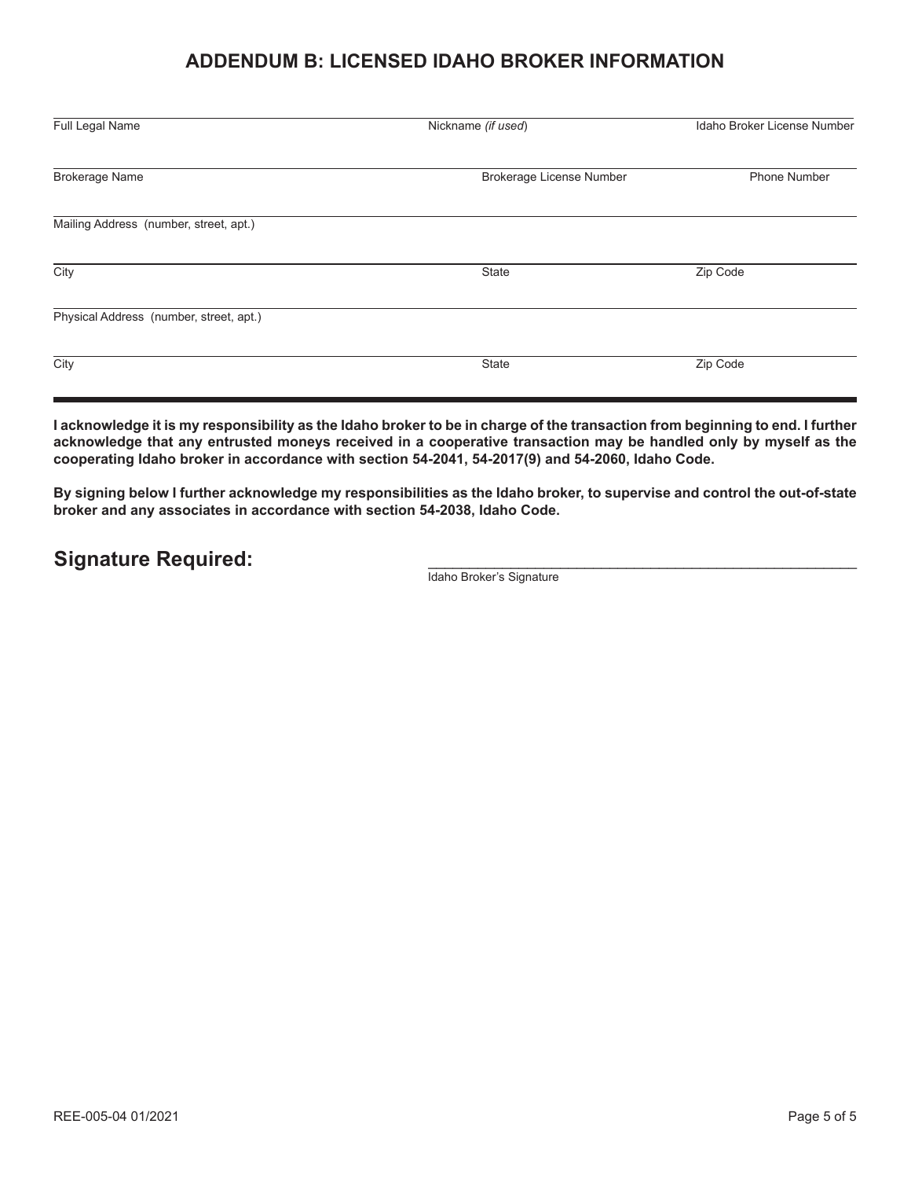## ADDENDUM B: LICENSED IDAHO BROKER INFORMATION

| | | |
|---|---|---|
| Full Legal Name | Nickname *(if used)* | Idaho Broker License Number |
| Brokerage Name | Brokerage License Number | Phone Number |
| Mailing Address (number, street, apt.) | | |
| City | State | Zip Code |
| Physical Address (number, street, apt.) | | |
| City | State | Zip Code |

**I acknowledge it is my responsibility as the Idaho broker to be in charge of the transaction from beginning to end. I further acknowledge that any entrusted moneys received in a cooperative transaction may be handled only by myself as the cooperating Idaho broker in accordance with section 54-2041, 54-2017(9) and 54-2060, Idaho Code.**

**By signing below I further acknowledge my responsibilities as the Idaho broker, to supervise and control the out-of-state broker and any associates in accordance with section 54-2038, Idaho Code.**

## Signature Required:

\_\_\_\_\_\_\_\_\_\_\_\_\_\_\_\_\_\_\_\_\_\_\_\_\_\_\_\_\_\_\_\_\_\_\_\_\_\_\_\_\_\_\_\_
Idaho Broker's Signature

REE-005-04 01/2021